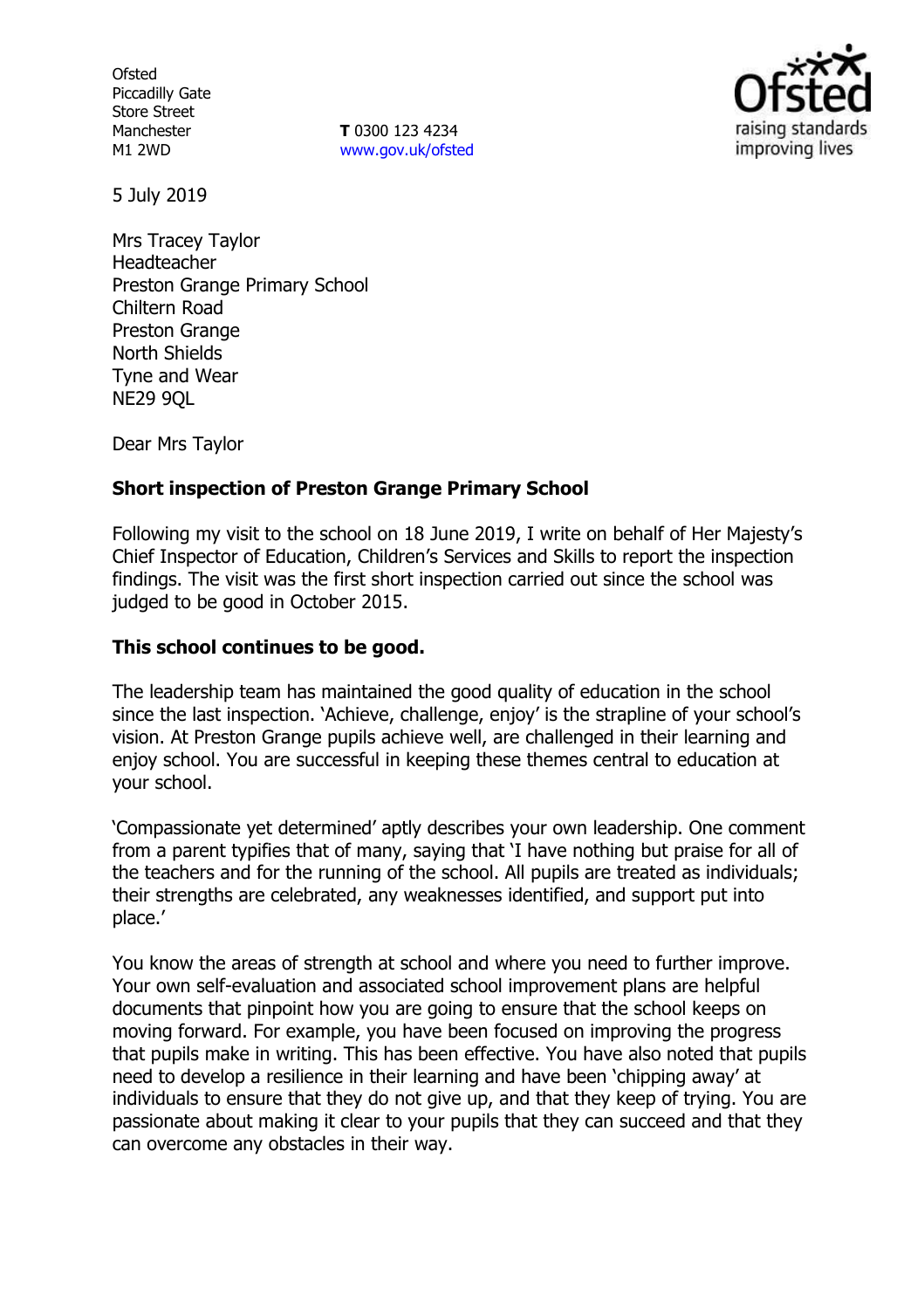Ofsted
Piccadilly Gate
Store Street
Manchester
M1 2WD

**T** 0300 123 4234
www.gov.uk/ofsted

5 July 2019

Mrs Tracey Taylor
Headteacher
Preston Grange Primary School
Chiltern Road
Preston Grange
North Shields
Tyne and Wear
NE29 9QL

Dear Mrs Taylor

**Short inspection of Preston Grange Primary School**

Following my visit to the school on 18 June 2019, I write on behalf of Her Majesty's Chief Inspector of Education, Children's Services and Skills to report the inspection findings. The visit was the first short inspection carried out since the school was judged to be good in October 2015.

**This school continues to be good.**

The leadership team has maintained the good quality of education in the school since the last inspection. 'Achieve, challenge, enjoy' is the strapline of your school's vision. At Preston Grange pupils achieve well, are challenged in their learning and enjoy school. You are successful in keeping these themes central to education at your school.

'Compassionate yet determined' aptly describes your own leadership. One comment from a parent typifies that of many, saying that 'I have nothing but praise for all of the teachers and for the running of the school. All pupils are treated as individuals; their strengths are celebrated, any weaknesses identified, and support put into place.'

You know the areas of strength at school and where you need to further improve. Your own self-evaluation and associated school improvement plans are helpful documents that pinpoint how you are going to ensure that the school keeps on moving forward. For example, you have been focused on improving the progress that pupils make in writing. This has been effective. You have also noted that pupils need to develop a resilience in their learning and have been 'chipping away' at individuals to ensure that they do not give up, and that they keep of trying. You are passionate about making it clear to your pupils that they can succeed and that they can overcome any obstacles in their way.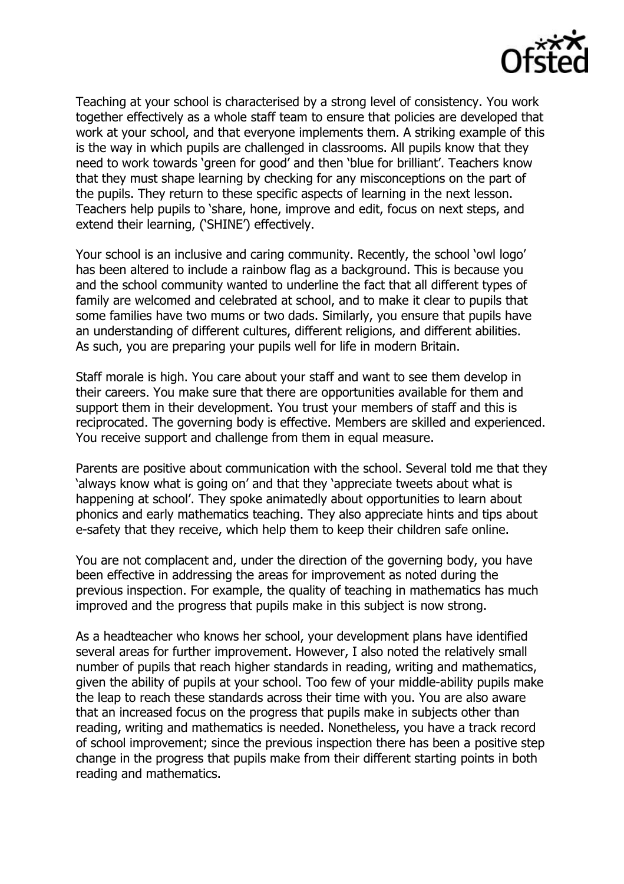Teaching at your school is characterised by a strong level of consistency. You work together effectively as a whole staff team to ensure that policies are developed that work at your school, and that everyone implements them. A striking example of this is the way in which pupils are challenged in classrooms. All pupils know that they need to work towards 'green for good' and then 'blue for brilliant'. Teachers know that they must shape learning by checking for any misconceptions on the part of the pupils. They return to these specific aspects of learning in the next lesson. Teachers help pupils to 'share, hone, improve and edit, focus on next steps, and extend their learning, ('SHINE') effectively.

Your school is an inclusive and caring community. Recently, the school 'owl logo' has been altered to include a rainbow flag as a background. This is because you and the school community wanted to underline the fact that all different types of family are welcomed and celebrated at school, and to make it clear to pupils that some families have two mums or two dads. Similarly, you ensure that pupils have an understanding of different cultures, different religions, and different abilities. As such, you are preparing your pupils well for life in modern Britain.

Staff morale is high. You care about your staff and want to see them develop in their careers. You make sure that there are opportunities available for them and support them in their development. You trust your members of staff and this is reciprocated. The governing body is effective. Members are skilled and experienced. You receive support and challenge from them in equal measure.

Parents are positive about communication with the school. Several told me that they 'always know what is going on' and that they 'appreciate tweets about what is happening at school'. They spoke animatedly about opportunities to learn about phonics and early mathematics teaching. They also appreciate hints and tips about e-safety that they receive, which help them to keep their children safe online.

You are not complacent and, under the direction of the governing body, you have been effective in addressing the areas for improvement as noted during the previous inspection. For example, the quality of teaching in mathematics has much improved and the progress that pupils make in this subject is now strong.

As a headteacher who knows her school, your development plans have identified several areas for further improvement. However, I also noted the relatively small number of pupils that reach higher standards in reading, writing and mathematics, given the ability of pupils at your school. Too few of your middle-ability pupils make the leap to reach these standards across their time with you. You are also aware that an increased focus on the progress that pupils make in subjects other than reading, writing and mathematics is needed. Nonetheless, you have a track record of school improvement; since the previous inspection there has been a positive step change in the progress that pupils make from their different starting points in both reading and mathematics.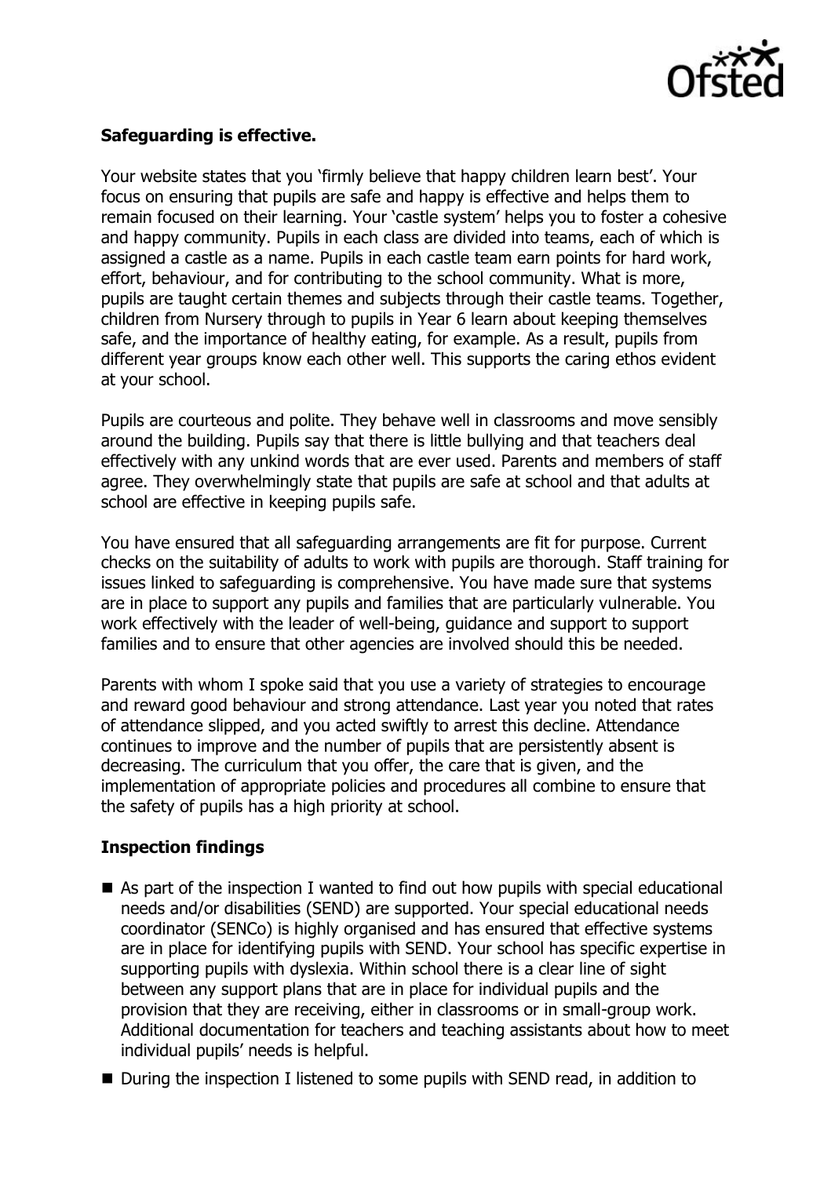**Safeguarding is effective.**

Your website states that you 'firmly believe that happy children learn best'. Your focus on ensuring that pupils are safe and happy is effective and helps them to remain focused on their learning. Your 'castle system' helps you to foster a cohesive and happy community. Pupils in each class are divided into teams, each of which is assigned a castle as a name. Pupils in each castle team earn points for hard work, effort, behaviour, and for contributing to the school community. What is more, pupils are taught certain themes and subjects through their castle teams. Together, children from Nursery through to pupils in Year 6 learn about keeping themselves safe, and the importance of healthy eating, for example. As a result, pupils from different year groups know each other well. This supports the caring ethos evident at your school.

Pupils are courteous and polite. They behave well in classrooms and move sensibly around the building. Pupils say that there is little bullying and that teachers deal effectively with any unkind words that are ever used. Parents and members of staff agree. They overwhelmingly state that pupils are safe at school and that adults at school are effective in keeping pupils safe.

You have ensured that all safeguarding arrangements are fit for purpose. Current checks on the suitability of adults to work with pupils are thorough. Staff training for issues linked to safeguarding is comprehensive. You have made sure that systems are in place to support any pupils and families that are particularly vulnerable. You work effectively with the leader of well-being, guidance and support to support families and to ensure that other agencies are involved should this be needed.

Parents with whom I spoke said that you use a variety of strategies to encourage and reward good behaviour and strong attendance. Last year you noted that rates of attendance slipped, and you acted swiftly to arrest this decline. Attendance continues to improve and the number of pupils that are persistently absent is decreasing. The curriculum that you offer, the care that is given, and the implementation of appropriate policies and procedures all combine to ensure that the safety of pupils has a high priority at school.

**Inspection findings**

- As part of the inspection I wanted to find out how pupils with special educational needs and/or disabilities (SEND) are supported. Your special educational needs coordinator (SENCo) is highly organised and has ensured that effective systems are in place for identifying pupils with SEND. Your school has specific expertise in supporting pupils with dyslexia. Within school there is a clear line of sight between any support plans that are in place for individual pupils and the provision that they are receiving, either in classrooms or in small-group work. Additional documentation for teachers and teaching assistants about how to meet individual pupils' needs is helpful.
- During the inspection I listened to some pupils with SEND read, in addition to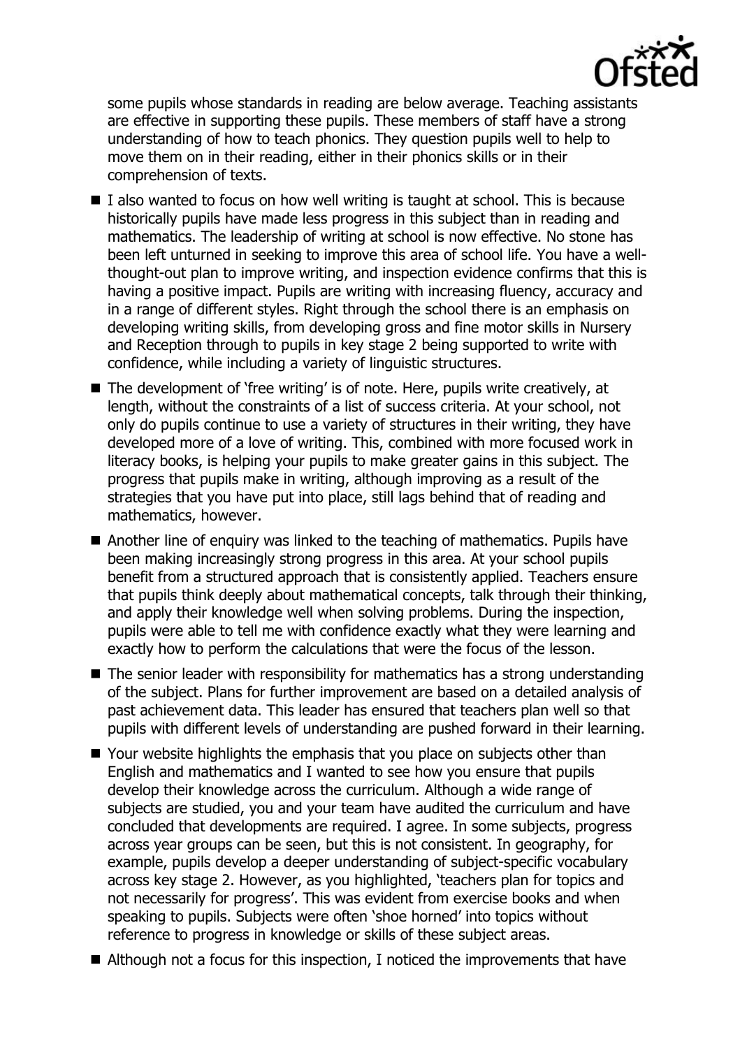some pupils whose standards in reading are below average. Teaching assistants are effective in supporting these pupils. These members of staff have a strong understanding of how to teach phonics. They question pupils well to help to move them on in their reading, either in their phonics skills or in their comprehension of texts.

- I also wanted to focus on how well writing is taught at school. This is because historically pupils have made less progress in this subject than in reading and mathematics. The leadership of writing at school is now effective. No stone has been left unturned in seeking to improve this area of school life. You have a well-thought-out plan to improve writing, and inspection evidence confirms that this is having a positive impact. Pupils are writing with increasing fluency, accuracy and in a range of different styles. Right through the school there is an emphasis on developing writing skills, from developing gross and fine motor skills in Nursery and Reception through to pupils in key stage 2 being supported to write with confidence, while including a variety of linguistic structures.
- The development of 'free writing' is of note. Here, pupils write creatively, at length, without the constraints of a list of success criteria. At your school, not only do pupils continue to use a variety of structures in their writing, they have developed more of a love of writing. This, combined with more focused work in literacy books, is helping your pupils to make greater gains in this subject. The progress that pupils make in writing, although improving as a result of the strategies that you have put into place, still lags behind that of reading and mathematics, however.
- Another line of enquiry was linked to the teaching of mathematics. Pupils have been making increasingly strong progress in this area. At your school pupils benefit from a structured approach that is consistently applied. Teachers ensure that pupils think deeply about mathematical concepts, talk through their thinking, and apply their knowledge well when solving problems. During the inspection, pupils were able to tell me with confidence exactly what they were learning and exactly how to perform the calculations that were the focus of the lesson.
- The senior leader with responsibility for mathematics has a strong understanding of the subject. Plans for further improvement are based on a detailed analysis of past achievement data. This leader has ensured that teachers plan well so that pupils with different levels of understanding are pushed forward in their learning.
- Your website highlights the emphasis that you place on subjects other than English and mathematics and I wanted to see how you ensure that pupils develop their knowledge across the curriculum. Although a wide range of subjects are studied, you and your team have audited the curriculum and have concluded that developments are required. I agree. In some subjects, progress across year groups can be seen, but this is not consistent. In geography, for example, pupils develop a deeper understanding of subject-specific vocabulary across key stage 2. However, as you highlighted, 'teachers plan for topics and not necessarily for progress'. This was evident from exercise books and when speaking to pupils. Subjects were often 'shoe horned' into topics without reference to progress in knowledge or skills of these subject areas.
- Although not a focus for this inspection, I noticed the improvements that have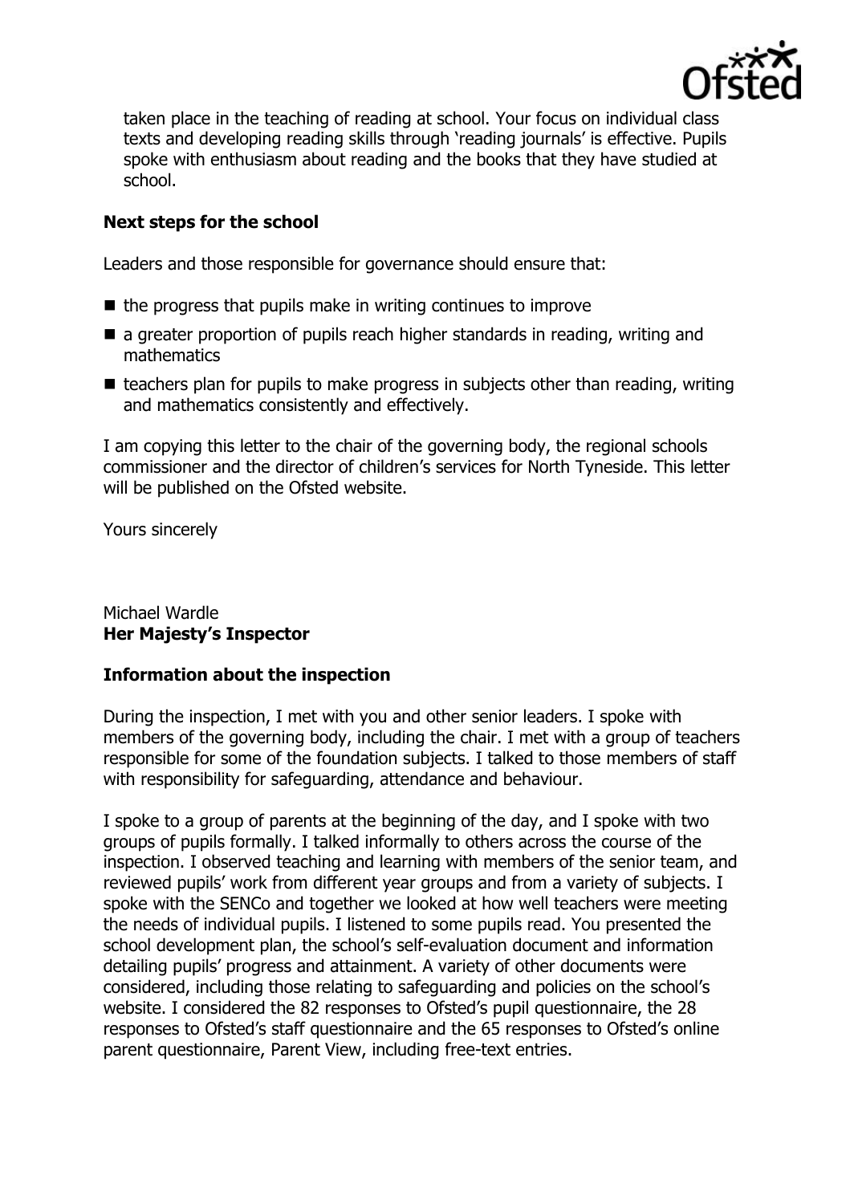taken place in the teaching of reading at school. Your focus on individual class texts and developing reading skills through 'reading journals' is effective. Pupils spoke with enthusiasm about reading and the books that they have studied at school.

**Next steps for the school**

Leaders and those responsible for governance should ensure that:

- the progress that pupils make in writing continues to improve
- a greater proportion of pupils reach higher standards in reading, writing and mathematics
- teachers plan for pupils to make progress in subjects other than reading, writing and mathematics consistently and effectively.

I am copying this letter to the chair of the governing body, the regional schools commissioner and the director of children's services for North Tyneside. This letter will be published on the Ofsted website.

Yours sincerely

Michael Wardle
**Her Majesty's Inspector**

**Information about the inspection**

During the inspection, I met with you and other senior leaders. I spoke with members of the governing body, including the chair. I met with a group of teachers responsible for some of the foundation subjects. I talked to those members of staff with responsibility for safeguarding, attendance and behaviour.

I spoke to a group of parents at the beginning of the day, and I spoke with two groups of pupils formally. I talked informally to others across the course of the inspection. I observed teaching and learning with members of the senior team, and reviewed pupils' work from different year groups and from a variety of subjects. I spoke with the SENCo and together we looked at how well teachers were meeting the needs of individual pupils. I listened to some pupils read. You presented the school development plan, the school's self-evaluation document and information detailing pupils' progress and attainment. A variety of other documents were considered, including those relating to safeguarding and policies on the school's website. I considered the 82 responses to Ofsted's pupil questionnaire, the 28 responses to Ofsted's staff questionnaire and the 65 responses to Ofsted's online parent questionnaire, Parent View, including free-text entries.